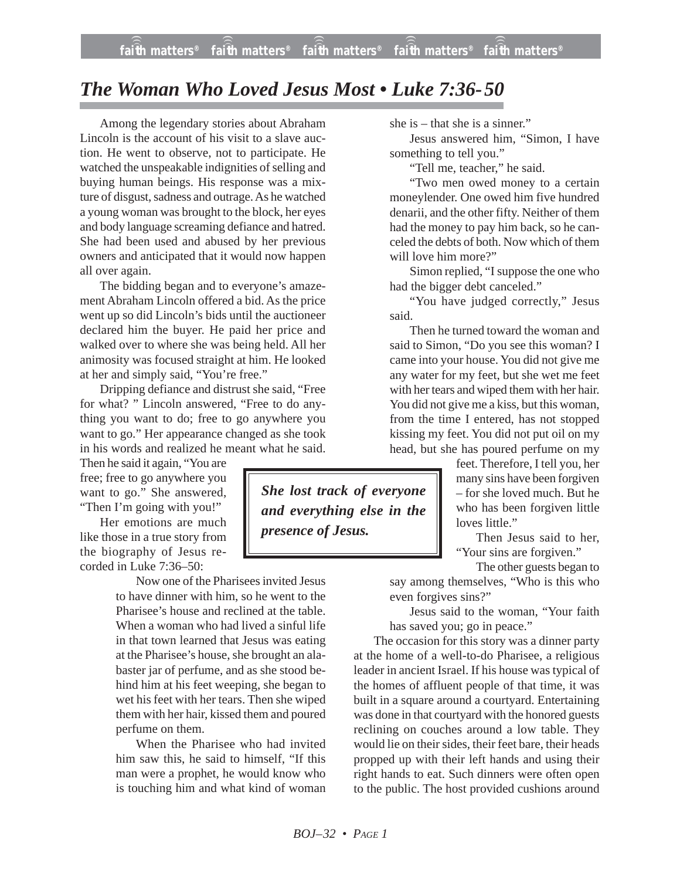# The Woman Who Loved Jesus Most • Luke 7:36-50

Among the legendary stories about Abraham Lincoln is the account of his visit to a slave auction. He went to observe, not to participate. He watched the unspeakable indignities of selling and buying human beings. His response was a mixture of disgust, sadness and outrage. As he watched a young woman was brought to the block, her eyes and body language screaming defiance and hatred. She had been used and abused by her previous owners and anticipated that it would now happen all over again.

The bidding began and to everyone's amazement Abraham Lincoln offered a bid. As the price went up so did Lincoln's bids until the auctioneer declared him the buyer. He paid her price and walked over to where she was being held. All her animosity was focused straight at him. He looked at her and simply said, "You're free."

Dripping defiance and distrust she said, "Free for what? " Lincoln answered, "Free to do anything you want to do; free to go anywhere you want to go." Her appearance changed as she took in his words and realized he meant what he said. Then he said it again, "You are free; free to go anywhere you want to go." She answered, "Then I'm going with you!"

Her emotions are much like those in a true story from the biography of Jesus recorded in Luke 7:36–50:

> Now one of the Pharisees invited Jesus to have dinner with him, so he went to the Pharisee's house and reclined at the table. When a woman who had lived a sinful life in that town learned that Jesus was eating at the Pharisee's house, she brought an alabaster jar of perfume, and as she stood behind him at his feet weeping, she began to wet his feet with her tears. Then she wiped them with her hair, kissed them and poured perfume on them.
>
> When the Pharisee who had invited him saw this, he said to himself, "If this man were a prophet, he would know who is touching him and what kind of woman she is – that she is a sinner."
>
> Jesus answered him, "Simon, I have something to tell you."
>
> "Tell me, teacher," he said.
>
> "Two men owed money to a certain moneylender. One owed him five hundred denarii, and the other fifty. Neither of them had the money to pay him back, so he canceled the debts of both. Now which of them will love him more?"
>
> Simon replied, "I suppose the one who had the bigger debt canceled."
>
> "You have judged correctly," Jesus said.
>
> Then he turned toward the woman and said to Simon, "Do you see this woman? I came into your house. You did not give me any water for my feet, but she wet me feet with her tears and wiped them with her hair. You did not give me a kiss, but this woman, from the time I entered, has not stopped kissing my feet. You did not put oil on my head, but she has poured perfume on my feet. Therefore, I tell you, her many sins have been forgiven – for she loved much. But he who has been forgiven little loves little."
>
> Then Jesus said to her, "Your sins are forgiven."
>
> The other guests began to say among themselves, "Who is this who even forgives sins?"
>
> Jesus said to the woman, "Your faith has saved you; go in peace."

***She lost track of everyone and everything else in the presence of Jesus.***

The occasion for this story was a dinner party at the home of a well-to-do Pharisee, a religious leader in ancient Israel. If his house was typical of the homes of affluent people of that time, it was built in a square around a courtyard. Entertaining was done in that courtyard with the honored guests reclining on couches around a low table. They would lie on their sides, their feet bare, their heads propped up with their left hands and using their right hands to eat. Such dinners were often open to the public. The host provided cushions around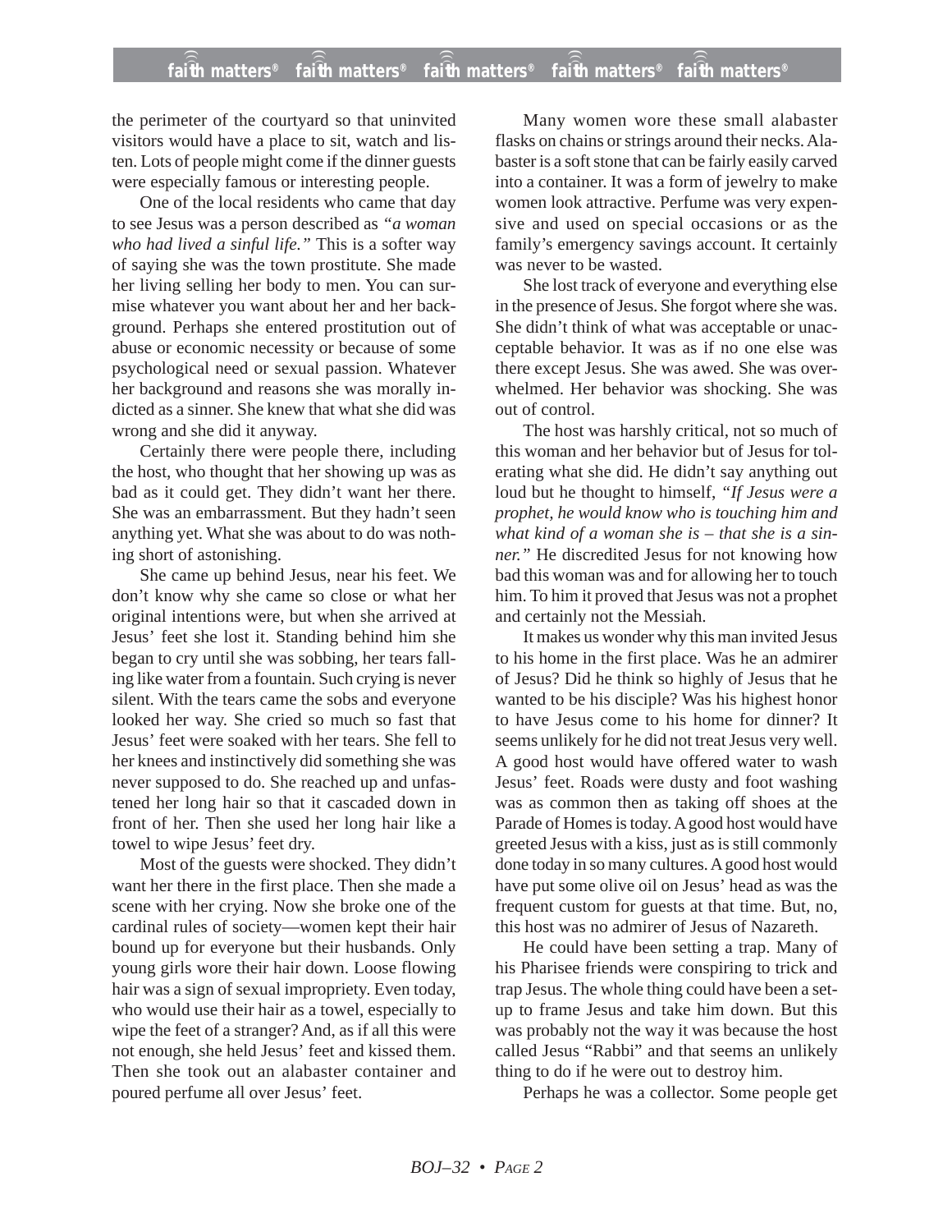the perimeter of the courtyard so that uninvited visitors would have a place to sit, watch and listen. Lots of people might come if the dinner guests were especially famous or interesting people.

One of the local residents who came that day to see Jesus was a person described as *"a woman who had lived a sinful life."* This is a softer way of saying she was the town prostitute. She made her living selling her body to men. You can surmise whatever you want about her and her background. Perhaps she entered prostitution out of abuse or economic necessity or because of some psychological need or sexual passion. Whatever her background and reasons she was morally indicted as a sinner. She knew that what she did was wrong and she did it anyway.

Certainly there were people there, including the host, who thought that her showing up was as bad as it could get. They didn't want her there. She was an embarrassment. But they hadn't seen anything yet. What she was about to do was nothing short of astonishing.

She came up behind Jesus, near his feet. We don't know why she came so close or what her original intentions were, but when she arrived at Jesus' feet she lost it. Standing behind him she began to cry until she was sobbing, her tears falling like water from a fountain. Such crying is never silent. With the tears came the sobs and everyone looked her way. She cried so much so fast that Jesus' feet were soaked with her tears. She fell to her knees and instinctively did something she was never supposed to do. She reached up and unfastened her long hair so that it cascaded down in front of her. Then she used her long hair like a towel to wipe Jesus' feet dry.

Most of the guests were shocked. They didn't want her there in the first place. Then she made a scene with her crying. Now she broke one of the cardinal rules of society—women kept their hair bound up for everyone but their husbands. Only young girls wore their hair down. Loose flowing hair was a sign of sexual impropriety. Even today, who would use their hair as a towel, especially to wipe the feet of a stranger? And, as if all this were not enough, she held Jesus' feet and kissed them. Then she took out an alabaster container and poured perfume all over Jesus' feet.

Many women wore these small alabaster flasks on chains or strings around their necks. Alabaster is a soft stone that can be fairly easily carved into a container. It was a form of jewelry to make women look attractive. Perfume was very expensive and used on special occasions or as the family's emergency savings account. It certainly was never to be wasted.

She lost track of everyone and everything else in the presence of Jesus. She forgot where she was. She didn't think of what was acceptable or unacceptable behavior. It was as if no one else was there except Jesus. She was awed. She was overwhelmed. Her behavior was shocking. She was out of control.

The host was harshly critical, not so much of this woman and her behavior but of Jesus for tolerating what she did. He didn't say anything out loud but he thought to himself, *"If Jesus were a prophet, he would know who is touching him and what kind of a woman she is – that she is a sinner."* He discredited Jesus for not knowing how bad this woman was and for allowing her to touch him. To him it proved that Jesus was not a prophet and certainly not the Messiah.

It makes us wonder why this man invited Jesus to his home in the first place. Was he an admirer of Jesus? Did he think so highly of Jesus that he wanted to be his disciple? Was his highest honor to have Jesus come to his home for dinner? It seems unlikely for he did not treat Jesus very well. A good host would have offered water to wash Jesus' feet. Roads were dusty and foot washing was as common then as taking off shoes at the Parade of Homes is today. A good host would have greeted Jesus with a kiss, just as is still commonly done today in so many cultures. A good host would have put some olive oil on Jesus' head as was the frequent custom for guests at that time. But, no, this host was no admirer of Jesus of Nazareth.

He could have been setting a trap. Many of his Pharisee friends were conspiring to trick and trap Jesus. The whole thing could have been a set-up to frame Jesus and take him down. But this was probably not the way it was because the host called Jesus "Rabbi" and that seems an unlikely thing to do if he were out to destroy him.

Perhaps he was a collector. Some people get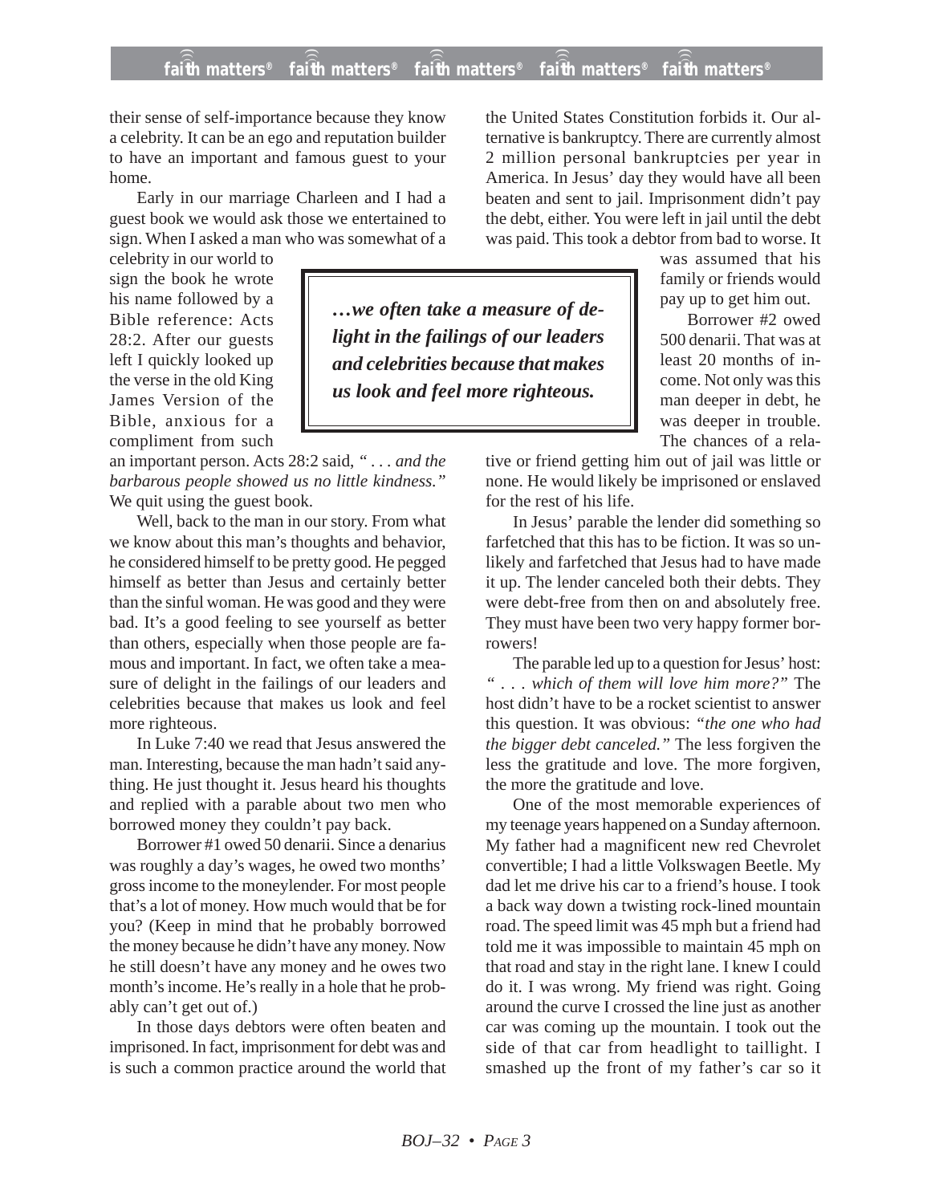their sense of self-importance because they know a celebrity. It can be an ego and reputation builder to have an important and famous guest to your home.

Early in our marriage Charleen and I had a guest book we would ask those we entertained to sign. When I asked a man who was somewhat of a celebrity in our world to sign the book he wrote his name followed by a Bible reference: Acts 28:2. After our guests left I quickly looked up the verse in the old King James Version of the Bible, anxious for a compliment from such an important person. Acts 28:2 said, *" . . . and the barbarous people showed us no little kindness."* We quit using the guest book.

> ***…we often take a measure of delight in the failings of our leaders and celebrities because that makes us look and feel more righteous.***

Well, back to the man in our story. From what we know about this man's thoughts and behavior, he considered himself to be pretty good. He pegged himself as better than Jesus and certainly better than the sinful woman. He was good and they were bad. It's a good feeling to see yourself as better than others, especially when those people are famous and important. In fact, we often take a measure of delight in the failings of our leaders and celebrities because that makes us look and feel more righteous.

In Luke 7:40 we read that Jesus answered the man. Interesting, because the man hadn't said anything. He just thought it. Jesus heard his thoughts and replied with a parable about two men who borrowed money they couldn't pay back.

Borrower #1 owed 50 denarii. Since a denarius was roughly a day's wages, he owed two months' gross income to the moneylender. For most people that's a lot of money. How much would that be for you? (Keep in mind that he probably borrowed the money because he didn't have any money. Now he still doesn't have any money and he owes two month's income. He's really in a hole that he probably can't get out of.)

In those days debtors were often beaten and imprisoned. In fact, imprisonment for debt was and is such a common practice around the world that the United States Constitution forbids it. Our alternative is bankruptcy. There are currently almost 2 million personal bankruptcies per year in America. In Jesus' day they would have all been beaten and sent to jail. Imprisonment didn't pay the debt, either. You were left in jail until the debt was paid. This took a debtor from bad to worse. It was assumed that his family or friends would pay up to get him out.

Borrower #2 owed 500 denarii. That was at least 20 months of income. Not only was this man deeper in debt, he was deeper in trouble. The chances of a relative or friend getting him out of jail was little or none. He would likely be imprisoned or enslaved for the rest of his life.

In Jesus' parable the lender did something so farfetched that this has to be fiction. It was so unlikely and farfetched that Jesus had to have made it up. The lender canceled both their debts. They were debt-free from then on and absolutely free. They must have been two very happy former borrowers!

The parable led up to a question for Jesus' host: *" . . . which of them will love him more?"* The host didn't have to be a rocket scientist to answer this question. It was obvious: *"the one who had the bigger debt canceled."* The less forgiven the less the gratitude and love. The more forgiven, the more the gratitude and love.

One of the most memorable experiences of my teenage years happened on a Sunday afternoon. My father had a magnificent new red Chevrolet convertible; I had a little Volkswagen Beetle. My dad let me drive his car to a friend's house. I took a back way down a twisting rock-lined mountain road. The speed limit was 45 mph but a friend had told me it was impossible to maintain 45 mph on that road and stay in the right lane. I knew I could do it. I was wrong. My friend was right. Going around the curve I crossed the line just as another car was coming up the mountain. I took out the side of that car from headlight to taillight. I smashed up the front of my father's car so it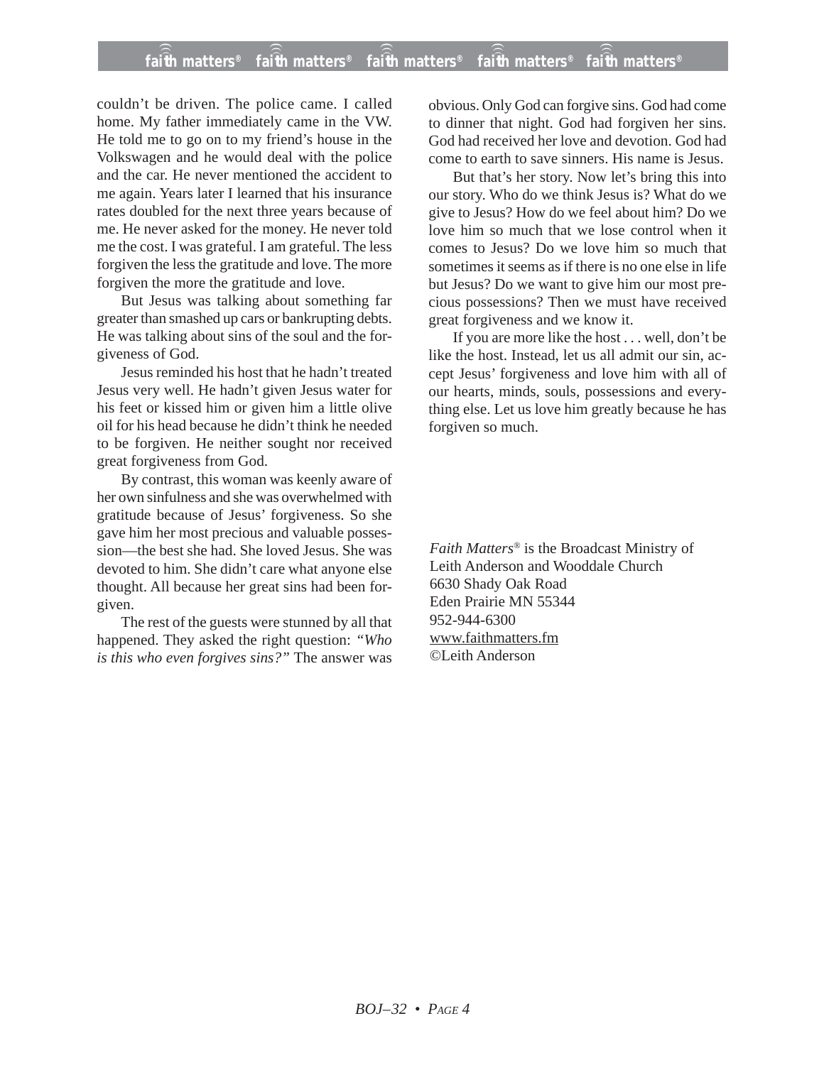couldn't be driven. The police came. I called home. My father immediately came in the VW. He told me to go on to my friend's house in the Volkswagen and he would deal with the police and the car. He never mentioned the accident to me again. Years later I learned that his insurance rates doubled for the next three years because of me. He never asked for the money. He never told me the cost. I was grateful. I am grateful. The less forgiven the less the gratitude and love. The more forgiven the more the gratitude and love.

But Jesus was talking about something far greater than smashed up cars or bankrupting debts. He was talking about sins of the soul and the forgiveness of God.

Jesus reminded his host that he hadn't treated Jesus very well. He hadn't given Jesus water for his feet or kissed him or given him a little olive oil for his head because he didn't think he needed to be forgiven. He neither sought nor received great forgiveness from God.

By contrast, this woman was keenly aware of her own sinfulness and she was overwhelmed with gratitude because of Jesus' forgiveness. So she gave him her most precious and valuable possession—the best she had. She loved Jesus. She was devoted to him. She didn't care what anyone else thought. All because her great sins had been forgiven.

The rest of the guests were stunned by all that happened. They asked the right question: *"Who is this who even forgives sins?"* The answer was obvious. Only God can forgive sins. God had come to dinner that night. God had forgiven her sins. God had received her love and devotion. God had come to earth to save sinners. His name is Jesus.

But that's her story. Now let's bring this into our story. Who do we think Jesus is? What do we give to Jesus? How do we feel about him? Do we love him so much that we lose control when it comes to Jesus? Do we love him so much that sometimes it seems as if there is no one else in life but Jesus? Do we want to give him our most precious possessions? Then we must have received great forgiveness and we know it.

If you are more like the host . . . well, don't be like the host. Instead, let us all admit our sin, accept Jesus' forgiveness and love him with all of our hearts, minds, souls, possessions and everything else. Let us love him greatly because he has forgiven so much.

*Faith Matters*® is the Broadcast Ministry of
Leith Anderson and Wooddale Church
6630 Shady Oak Road
Eden Prairie MN 55344
952-944-6300
www.faithmatters.fm
©Leith Anderson